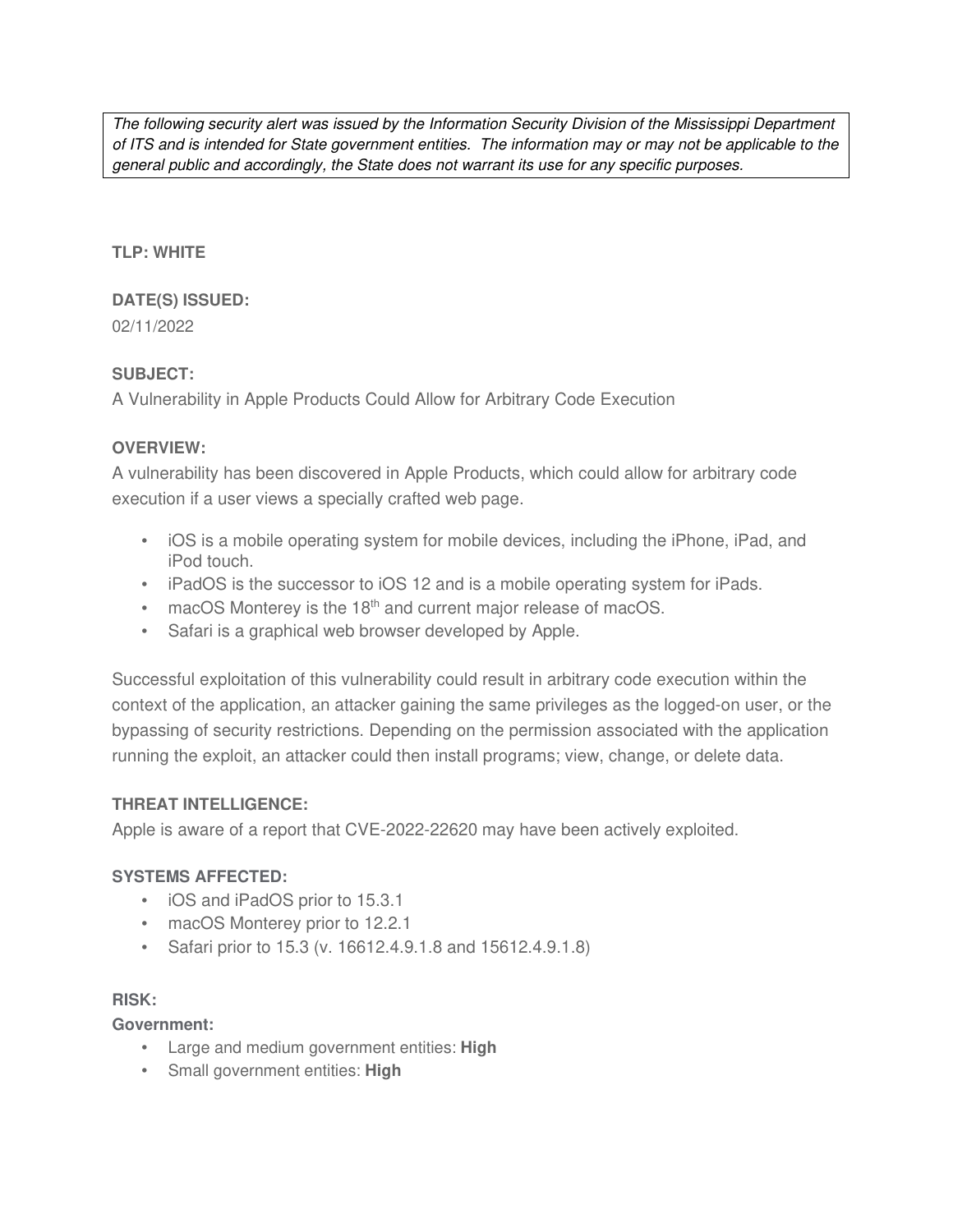*The following security alert was issued by the Information Security Division of the Mississippi Department of ITS and is intended for State government entities. The information may or may not be applicable to the general public and accordingly, the State does not warrant its use for any specific purposes.*

**TLP: WHITE**

**DATE(S) ISSUED:**

02/11/2022

**SUBJECT:**

A Vulnerability in Apple Products Could Allow for Arbitrary Code Execution

**OVERVIEW:**

A vulnerability has been discovered in Apple Products, which could allow for arbitrary code execution if a user views a specially crafted web page.

- iOS is a mobile operating system for mobile devices, including the iPhone, iPad, and iPod touch.
- iPadOS is the successor to iOS 12 and is a mobile operating system for iPads.
- macOS Monterey is the 18th and current major release of macOS.
- Safari is a graphical web browser developed by Apple.

Successful exploitation of this vulnerability could result in arbitrary code execution within the context of the application, an attacker gaining the same privileges as the logged-on user, or the bypassing of security restrictions. Depending on the permission associated with the application running the exploit, an attacker could then install programs; view, change, or delete data.

**THREAT INTELLIGENCE:**

Apple is aware of a report that CVE-2022-22620 may have been actively exploited.

**SYSTEMS AFFECTED:**

- iOS and iPadOS prior to 15.3.1
- macOS Monterey prior to 12.2.1
- Safari prior to 15.3 (v. 16612.4.9.1.8 and 15612.4.9.1.8)

**RISK:**

**Government:**

- Large and medium government entities: **High**
- Small government entities: **High**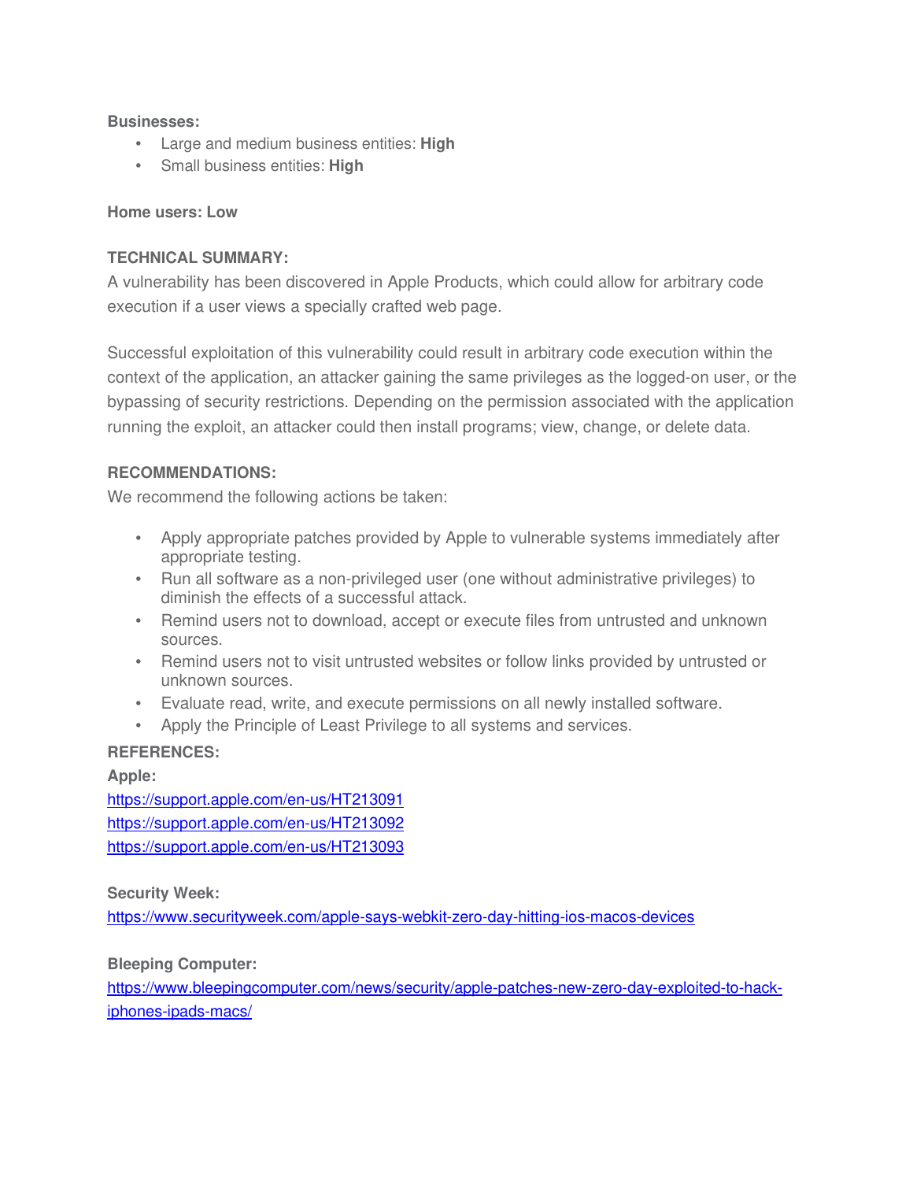**Businesses:**

- Large and medium business entities: **High**
- Small business entities: **High**

**Home users: Low**

**TECHNICAL SUMMARY:**

A vulnerability has been discovered in Apple Products, which could allow for arbitrary code execution if a user views a specially crafted web page.

Successful exploitation of this vulnerability could result in arbitrary code execution within the context of the application, an attacker gaining the same privileges as the logged-on user, or the bypassing of security restrictions. Depending on the permission associated with the application running the exploit, an attacker could then install programs; view, change, or delete data.

**RECOMMENDATIONS:**

We recommend the following actions be taken:

- Apply appropriate patches provided by Apple to vulnerable systems immediately after appropriate testing.
- Run all software as a non-privileged user (one without administrative privileges) to diminish the effects of a successful attack.
- Remind users not to download, accept or execute files from untrusted and unknown sources.
- Remind users not to visit untrusted websites or follow links provided by untrusted or unknown sources.
- Evaluate read, write, and execute permissions on all newly installed software.
- Apply the Principle of Least Privilege to all systems and services.

**REFERENCES:**

**Apple:**

https://support.apple.com/en-us/HT213091
https://support.apple.com/en-us/HT213092
https://support.apple.com/en-us/HT213093

**Security Week:**

https://www.securityweek.com/apple-says-webkit-zero-day-hitting-ios-macos-devices

**Bleeping Computer:**

https://www.bleepingcomputer.com/news/security/apple-patches-new-zero-day-exploited-to-hack-iphones-ipads-macs/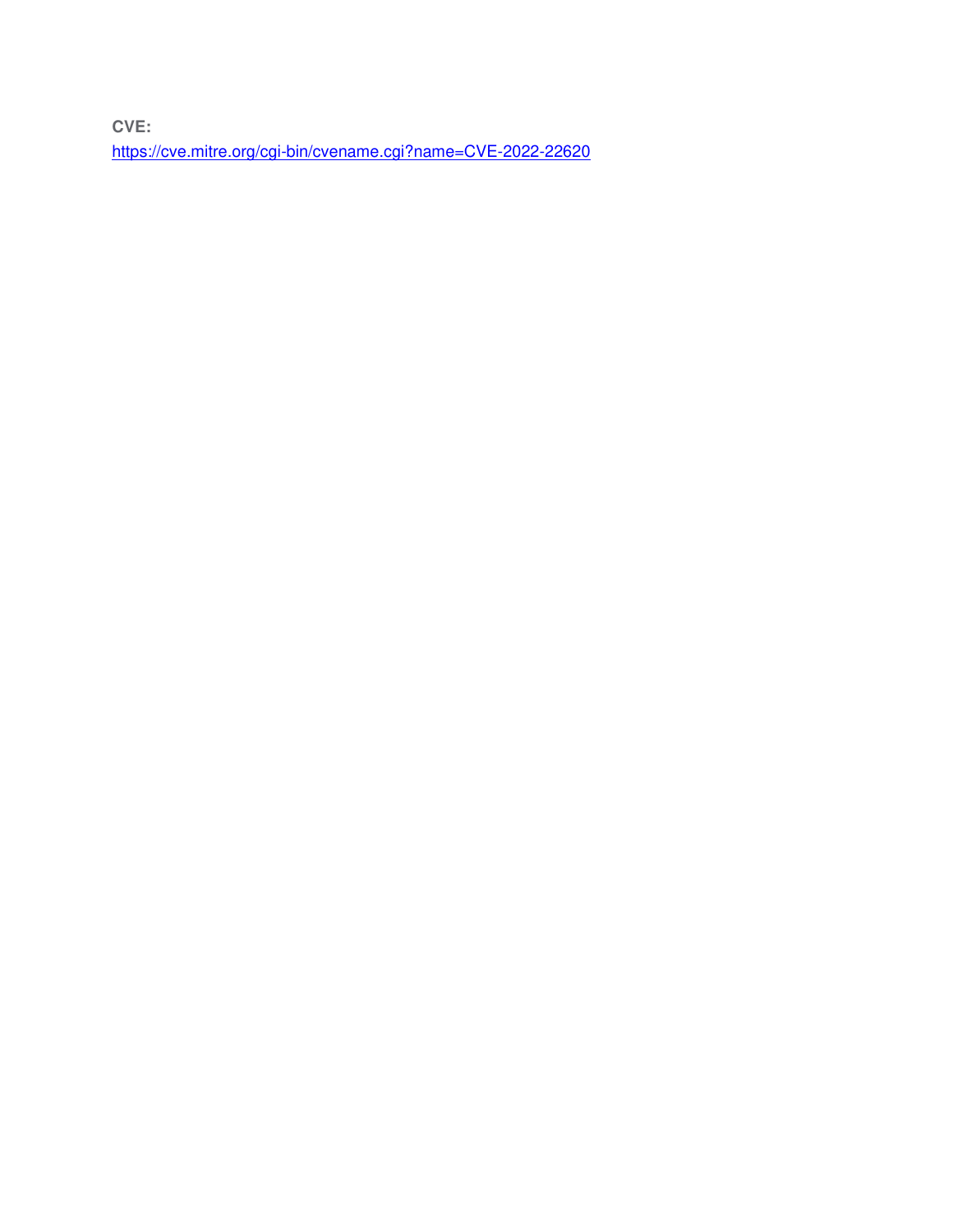**CVE:**

https://cve.mitre.org/cgi-bin/cvename.cgi?name=CVE-2022-22620